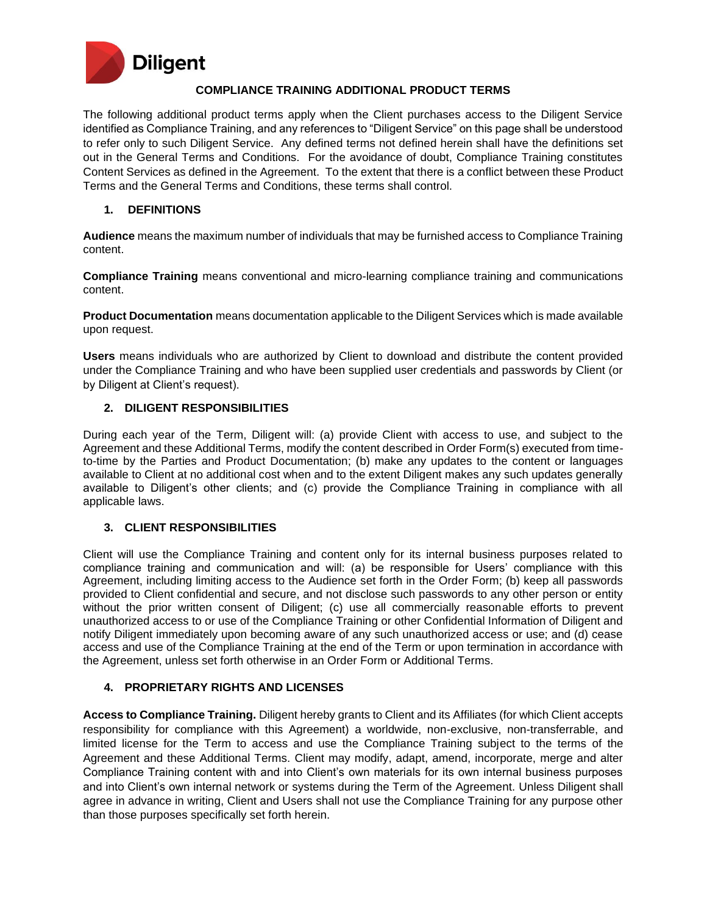Diligent

# COMPLIANCE TRAINING ADDITIONAL PRODUCT TERMS

The following additional product terms apply when the Client purchases access to the Diligent Service identified as Compliance Training, and any references to "Diligent Service" on this page shall be understood to refer only to such Diligent Service. Any defined terms not defined herein shall have the definitions set out in the General Terms and Conditions. For the avoidance of doubt, Compliance Training constitutes Content Services as defined in the Agreement. To the extent that there is a conflict between these Product Terms and the General Terms and Conditions, these terms shall control.

## 1. DEFINITIONS

**Audience** means the maximum number of individuals that may be furnished access to Compliance Training content.

**Compliance Training** means conventional and micro-learning compliance training and communications content.

**Product Documentation** means documentation applicable to the Diligent Services which is made available upon request.

**Users** means individuals who are authorized by Client to download and distribute the content provided under the Compliance Training and who have been supplied user credentials and passwords by Client (or by Diligent at Client's request).

## 2. DILIGENT RESPONSIBILITIES

During each year of the Term, Diligent will: (a) provide Client with access to use, and subject to the Agreement and these Additional Terms, modify the content described in Order Form(s) executed from time-to-time by the Parties and Product Documentation; (b) make any updates to the content or languages available to Client at no additional cost when and to the extent Diligent makes any such updates generally available to Diligent's other clients; and (c) provide the Compliance Training in compliance with all applicable laws.

## 3. CLIENT RESPONSIBILITIES

Client will use the Compliance Training and content only for its internal business purposes related to compliance training and communication and will: (a) be responsible for Users' compliance with this Agreement, including limiting access to the Audience set forth in the Order Form; (b) keep all passwords provided to Client confidential and secure, and not disclose such passwords to any other person or entity without the prior written consent of Diligent; (c) use all commercially reasonable efforts to prevent unauthorized access to or use of the Compliance Training or other Confidential Information of Diligent and notify Diligent immediately upon becoming aware of any such unauthorized access or use; and (d) cease access and use of the Compliance Training at the end of the Term or upon termination in accordance with the Agreement, unless set forth otherwise in an Order Form or Additional Terms.

## 4. PROPRIETARY RIGHTS AND LICENSES

**Access to Compliance Training.** Diligent hereby grants to Client and its Affiliates (for which Client accepts responsibility for compliance with this Agreement) a worldwide, non-exclusive, non-transferrable, and limited license for the Term to access and use the Compliance Training subject to the terms of the Agreement and these Additional Terms. Client may modify, adapt, amend, incorporate, merge and alter Compliance Training content with and into Client's own materials for its own internal business purposes and into Client's own internal network or systems during the Term of the Agreement. Unless Diligent shall agree in advance in writing, Client and Users shall not use the Compliance Training for any purpose other than those purposes specifically set forth herein.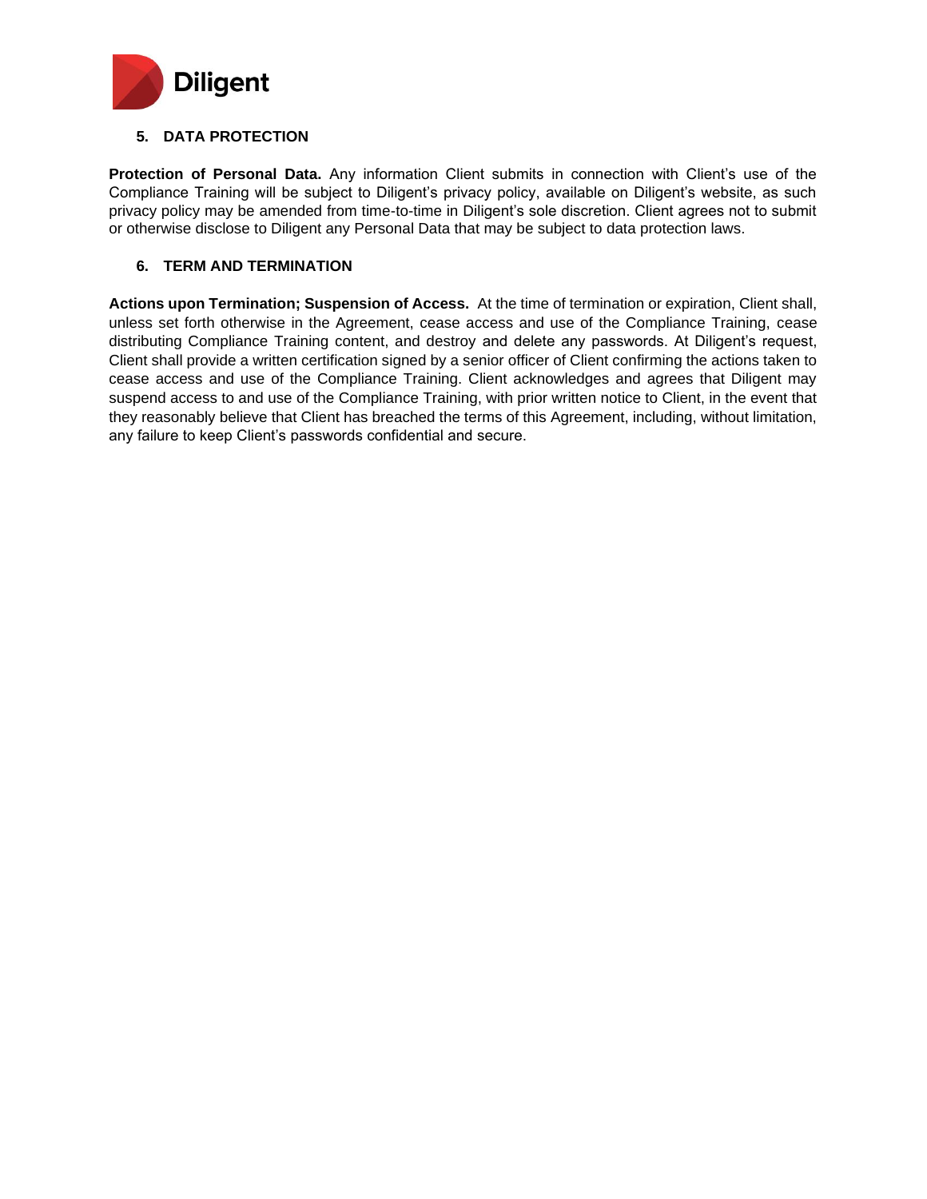## 5. DATA PROTECTION

**Protection of Personal Data.** Any information Client submits in connection with Client's use of the Compliance Training will be subject to Diligent's privacy policy, available on Diligent's website, as such privacy policy may be amended from time-to-time in Diligent's sole discretion. Client agrees not to submit or otherwise disclose to Diligent any Personal Data that may be subject to data protection laws.

## 6. TERM AND TERMINATION

**Actions upon Termination; Suspension of Access.** At the time of termination or expiration, Client shall, unless set forth otherwise in the Agreement, cease access and use of the Compliance Training, cease distributing Compliance Training content, and destroy and delete any passwords. At Diligent's request, Client shall provide a written certification signed by a senior officer of Client confirming the actions taken to cease access and use of the Compliance Training. Client acknowledges and agrees that Diligent may suspend access to and use of the Compliance Training, with prior written notice to Client, in the event that they reasonably believe that Client has breached the terms of this Agreement, including, without limitation, any failure to keep Client's passwords confidential and secure.